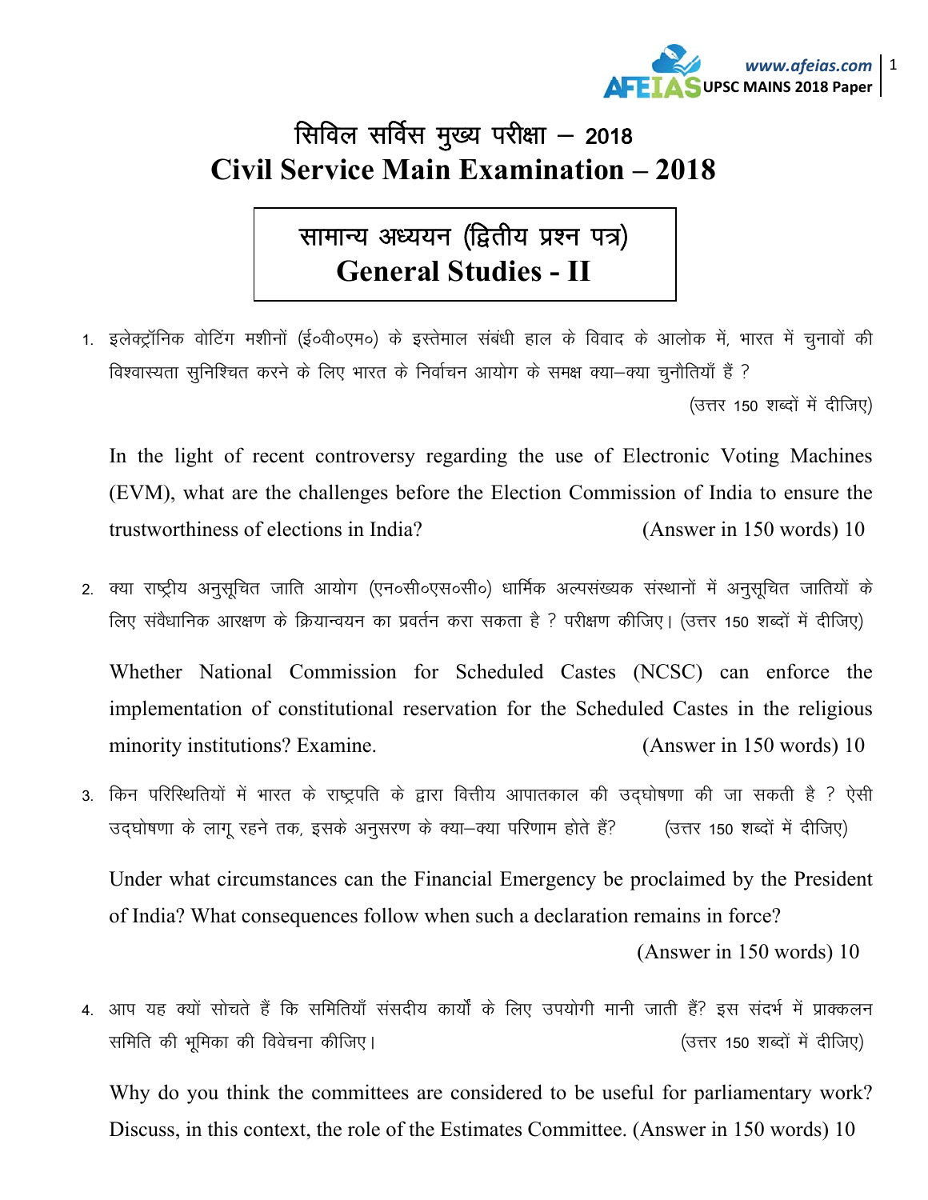# सिविल सर्विस मुख्य परीक्षा – 2018
# Civil Service Main Examination – 2018

## सामान्य अध्ययन (द्वितीय प्रश्न पत्र)
## General Studies - II

1. इलेक्ट्रॉनिक वोटिंग मशीनों (ई०वी०एम०) के इस्तेमाल संबंधी हाल के विवाद के आलोक में, भारत में चुनावों की विश्वास्यता सुनिश्चित करने के लिए भारत के निर्वाचन आयोग के समक्ष क्या–क्या चुनौतियाँ हैं ? (उत्तर 150 शब्दों में दीजिए)

   In the light of recent controversy regarding the use of Electronic Voting Machines (EVM), what are the challenges before the Election Commission of India to ensure the trustworthiness of elections in India? (Answer in 150 words) 10

2. क्या राष्ट्रीय अनुसूचित जाति आयोग (एन०सी०एस०सी०) धार्मिक अल्पसंख्यक संस्थानों में अनुसूचित जातियों के लिए संवैधानिक आरक्षण के क्रियान्वयन का प्रवर्तन करा सकता है ? परीक्षण कीजिए। (उत्तर 150 शब्दों में दीजिए)

   Whether National Commission for Scheduled Castes (NCSC) can enforce the implementation of constitutional reservation for the Scheduled Castes in the religious minority institutions? Examine. (Answer in 150 words) 10

3. किन परिस्थितियों में भारत के राष्ट्रपति के द्वारा वित्तीय आपातकाल की उद्घोषणा की जा सकती है ? ऐसी उद्घोषणा के लागू रहने तक, इसके अनुसरण के क्या–क्या परिणाम होते हैं? (उत्तर 150 शब्दों में दीजिए)

   Under what circumstances can the Financial Emergency be proclaimed by the President of India? What consequences follow when such a declaration remains in force? (Answer in 150 words) 10

4. आप यह क्यों सोचते हैं कि समितियाँ संसदीय कार्यों के लिए उपयोगी मानी जाती हैं? इस संदर्भ में प्राक्कलन समिति की भूमिका की विवेचना कीजिए। (उत्तर 150 शब्दों में दीजिए)

   Why do you think the committees are considered to be useful for parliamentary work? Discuss, in this context, the role of the Estimates Committee. (Answer in 150 words) 10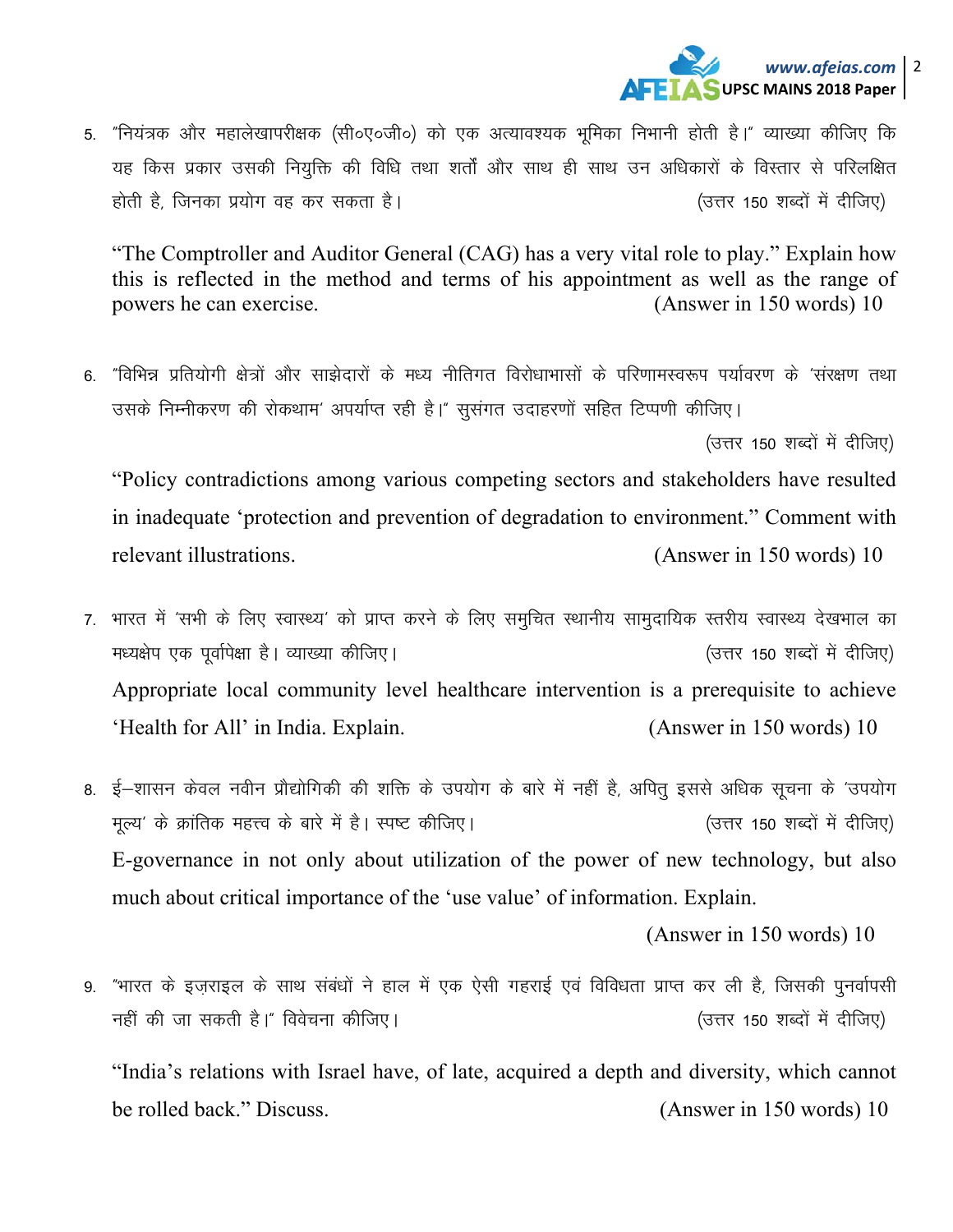5. "नियंत्रक और महालेखापरीक्षक (सी०ए०जी०) को एक अत्यावश्यक भूमिका निभानी होती है।" व्याख्या कीजिए कि यह किस प्रकार उसकी नियुक्ति की विधि तथा शर्तों और साथ ही साथ उन अधिकारों के विस्तार से परिलक्षित होती है, जिनका प्रयोग वह कर सकता है। (उत्तर 150 शब्दों में दीजिए)

   "The Comptroller and Auditor General (CAG) has a very vital role to play." Explain how this is reflected in the method and terms of his appointment as well as the range of powers he can exercise. (Answer in 150 words) 10

6. "विभिन्न प्रतियोगी क्षेत्रों और साझेदारों के मध्य नीतिगत विरोधाभासों के परिणामस्वरूप पर्यावरण के 'संरक्षण तथा उसके निम्नीकरण की रोकथाम' अपर्याप्त रही है।" सुसंगत उदाहरणों सहित टिप्पणी कीजिए। (उत्तर 150 शब्दों में दीजिए)

   "Policy contradictions among various competing sectors and stakeholders have resulted in inadequate 'protection and prevention of degradation to environment." Comment with relevant illustrations. (Answer in 150 words) 10

7. भारत में 'सभी के लिए स्वास्थ्य' को प्राप्त करने के लिए समुचित स्थानीय सामुदायिक स्तरीय स्वास्थ्य देखभाल का मध्यक्षेप एक पूर्वापेक्षा है। व्याख्या कीजिए। (उत्तर 150 शब्दों में दीजिए)

   Appropriate local community level healthcare intervention is a prerequisite to achieve 'Health for All' in India. Explain. (Answer in 150 words) 10

8. ई–शासन केवल नवीन प्रौद्योगिकी की शक्ति के उपयोग के बारे में नहीं है, अपितु इससे अधिक सूचना के 'उपयोग मूल्य' के क्रांतिक महत्त्व के बारे में है। स्पष्ट कीजिए। (उत्तर 150 शब्दों में दीजिए)

   E-governance in not only about utilization of the power of new technology, but also much about critical importance of the 'use value' of information. Explain. (Answer in 150 words) 10

9. "भारत के इज़राइल के साथ संबंधों ने हाल में एक ऐसी गहराई एवं विविधता प्राप्त कर ली है, जिसकी पुनर्वापसी नहीं की जा सकती है।" विवेचना कीजिए। (उत्तर 150 शब्दों में दीजिए)

   "India's relations with Israel have, of late, acquired a depth and diversity, which cannot be rolled back." Discuss. (Answer in 150 words) 10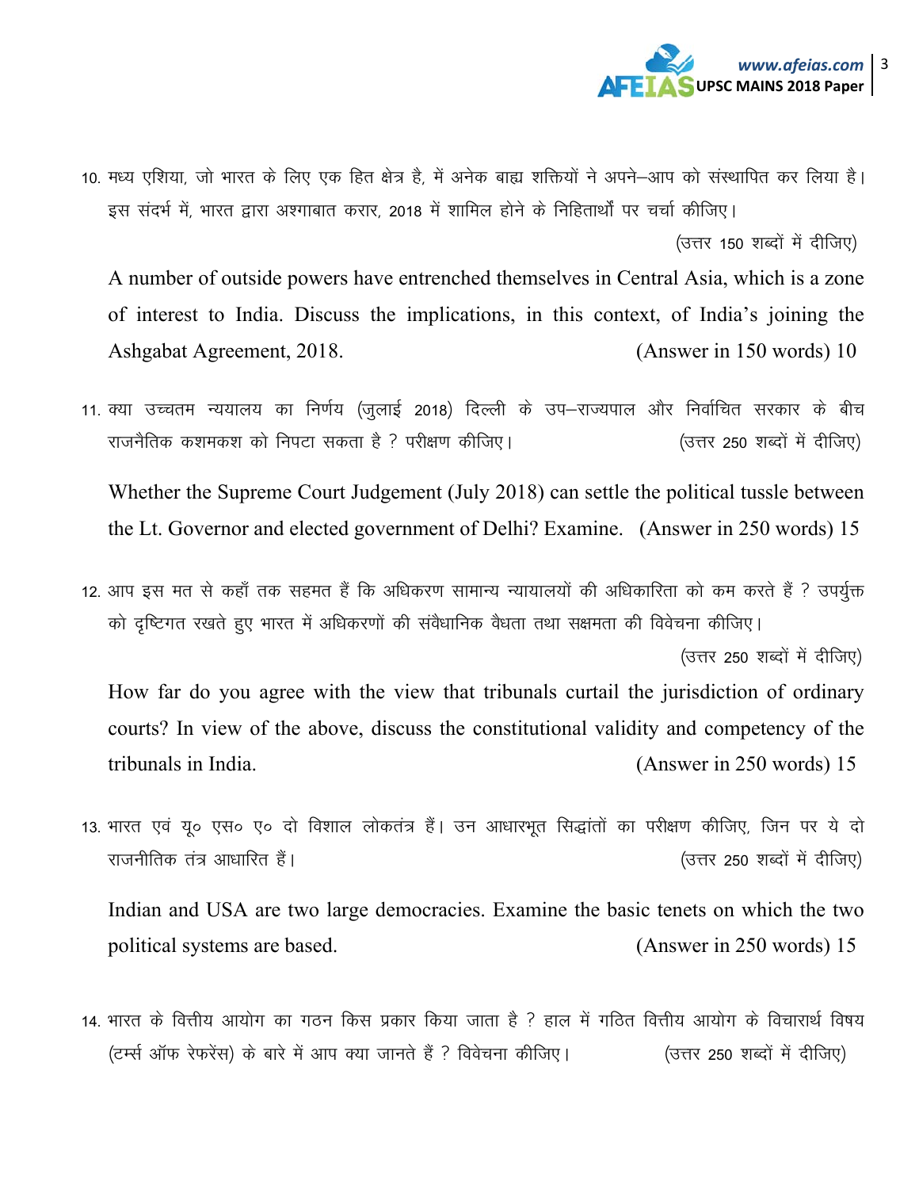10. मध्य एशिया, जो भारत के लिए एक हित क्षेत्र है, में अनेक बाह्य शक्तियों ने अपने–आप को संस्थापित कर लिया है। इस संदर्भ में, भारत द्वारा अश्गाबात करार, 2018 में शामिल होने के निहितार्थों पर चर्चा कीजिए।
(उत्तर 150 शब्दों में दीजिए)

A number of outside powers have entrenched themselves in Central Asia, which is a zone of interest to India. Discuss the implications, in this context, of India's joining the Ashgabat Agreement, 2018. (Answer in 150 words) 10

11. क्या उच्चतम न्ययालय का निर्णय (जुलाई 2018) दिल्ली के उप–राज्यपाल और निर्वाचित सरकार के बीच राजनैतिक कशमकश को निपटा सकता है ? परीक्षण कीजिए। (उत्तर 250 शब्दों में दीजिए)

Whether the Supreme Court Judgement (July 2018) can settle the political tussle between the Lt. Governor and elected government of Delhi? Examine. (Answer in 250 words) 15

12. आप इस मत से कहाँ तक सहमत हैं कि अधिकरण सामान्य न्यायालयों की अधिकारिता को कम करते हैं ? उपर्युक्त को दृष्टिगत रखते हुए भारत में अधिकरणों की संवैधानिक वैधता तथा सक्षमता की विवेचना कीजिए।
(उत्तर 250 शब्दों में दीजिए)

How far do you agree with the view that tribunals curtail the jurisdiction of ordinary courts? In view of the above, discuss the constitutional validity and competency of the tribunals in India. (Answer in 250 words) 15

13. भारत एवं यू० एस० ए० दो विशाल लोकतंत्र हैं। उन आधारभूत सिद्धांतों का परीक्षण कीजिए, जिन पर ये दो राजनीतिक तंत्र आधारित हैं। (उत्तर 250 शब्दों में दीजिए)

Indian and USA are two large democracies. Examine the basic tenets on which the two political systems are based. (Answer in 250 words) 15

14. भारत के वित्तीय आयोग का गठन किस प्रकार किया जाता है ? हाल में गठित वित्तीय आयोग के विचारार्थ विषय (टर्म्स ऑफ रेफरेंस) के बारे में आप क्या जानते हैं ? विवेचना कीजिए। (उत्तर 250 शब्दों में दीजिए)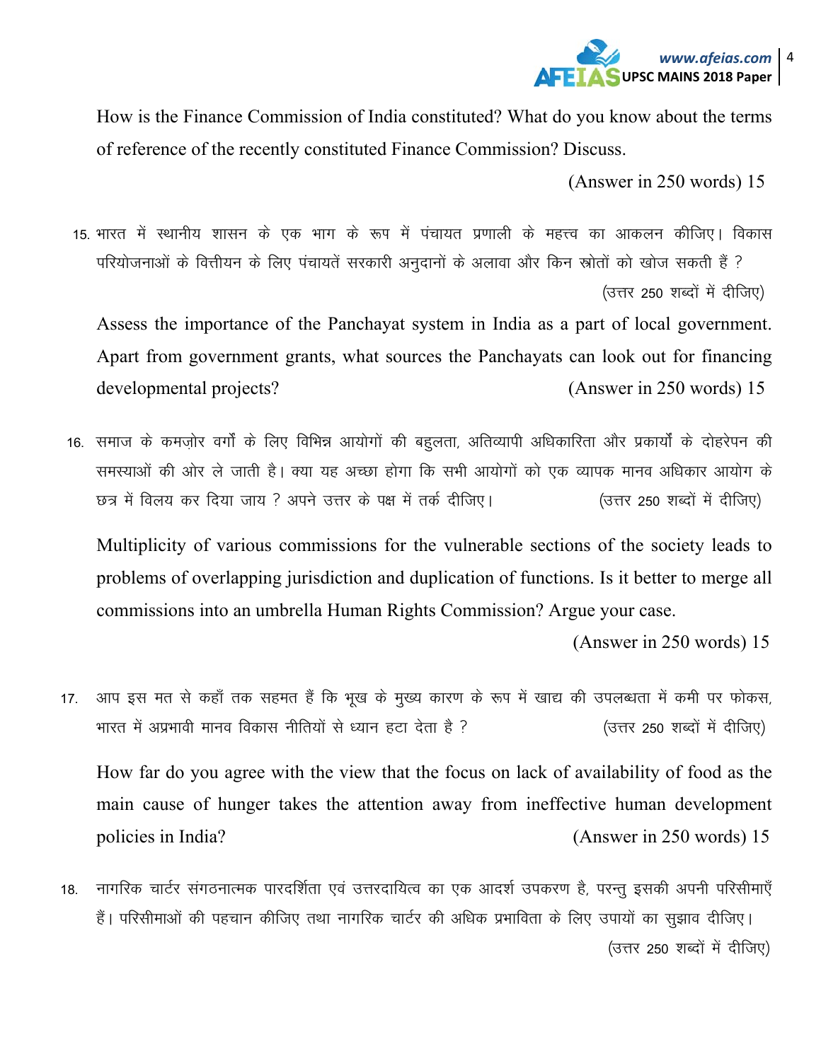How is the Finance Commission of India constituted? What do you know about the terms of reference of the recently constituted Finance Commission? Discuss.

(Answer in 250 words) 15

15. भारत में स्थानीय शासन के एक भाग के रूप में पंचायत प्रणाली के महत्त्व का आकलन कीजिए। विकास परियोजनाओं के वित्तीयन के लिए पंचायतें सरकारी अनुदानों के अलावा और किन स्रोतों को खोज सकती हैं ?

(उत्तर 250 शब्दों में दीजिए)

Assess the importance of the Panchayat system in India as a part of local government. Apart from government grants, what sources the Panchayats can look out for financing developmental projects?

(Answer in 250 words) 15

16. समाज के कमज़ोर वर्गों के लिए विभिन्न आयोगों की बहुलता, अतिव्यापी अधिकारिता और प्रकार्यों के दोहरेपन की समस्याओं की ओर ले जाती है। क्या यह अच्छा होगा कि सभी आयोगों को एक व्यापक मानव अधिकार आयोग के छत्र में विलय कर दिया जाय ? अपने उत्तर के पक्ष में तर्क दीजिए।

(उत्तर 250 शब्दों में दीजिए)

Multiplicity of various commissions for the vulnerable sections of the society leads to problems of overlapping jurisdiction and duplication of functions. Is it better to merge all commissions into an umbrella Human Rights Commission? Argue your case.

(Answer in 250 words) 15

17. आप इस मत से कहाँ तक सहमत हैं कि भूख के मुख्य कारण के रूप में खाद्य की उपलब्धता में कमी पर फोकस, भारत में अप्रभावी मानव विकास नीतियों से ध्यान हटा देता है ?

(उत्तर 250 शब्दों में दीजिए)

How far do you agree with the view that the focus on lack of availability of food as the main cause of hunger takes the attention away from ineffective human development policies in India?

(Answer in 250 words) 15

18. नागरिक चार्टर संगठनात्मक पारदर्शिता एवं उत्तरदायित्व का एक आदर्श उपकरण है, परन्तु इसकी अपनी परिसीमाएँ हैं। परिसीमाओं की पहचान कीजिए तथा नागरिक चार्टर की अधिक प्रभाविता के लिए उपायों का सुझाव दीजिए।

(उत्तर 250 शब्दों में दीजिए)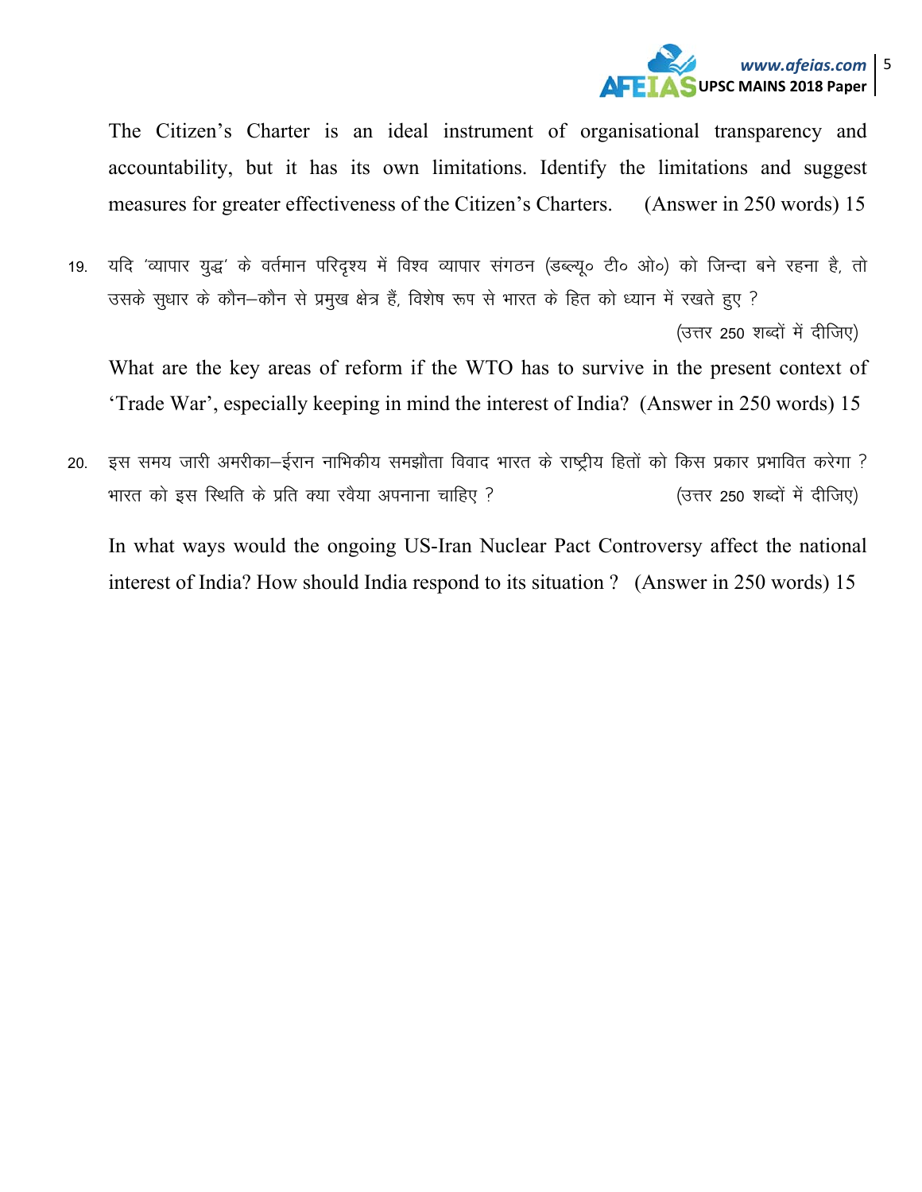The Citizen's Charter is an ideal instrument of organisational transparency and accountability, but it has its own limitations. Identify the limitations and suggest measures for greater effectiveness of the Citizen's Charters. (Answer in 250 words) 15

19. यदि 'व्यापार युद्ध' के वर्तमान परिदृश्य में विश्व व्यापार संगठन (डब्ल्यू० टी० ओ०) को जिन्दा बने रहना है, तो उसके सुधार के कौन–कौन से प्रमुख क्षेत्र हैं, विशेष रूप से भारत के हित को ध्यान में रखते हुए ?

(उत्तर 250 शब्दों में दीजिए)

What are the key areas of reform if the WTO has to survive in the present context of 'Trade War', especially keeping in mind the interest of India? (Answer in 250 words) 15

20. इस समय जारी अमरीका–ईरान नाभिकीय समझौता विवाद भारत के राष्ट्रीय हितों को किस प्रकार प्रभावित करेगा ? भारत को इस स्थिति के प्रति क्या रवैया अपनाना चाहिए ? (उत्तर 250 शब्दों में दीजिए)

In what ways would the ongoing US-Iran Nuclear Pact Controversy affect the national interest of India? How should India respond to its situation ? (Answer in 250 words) 15